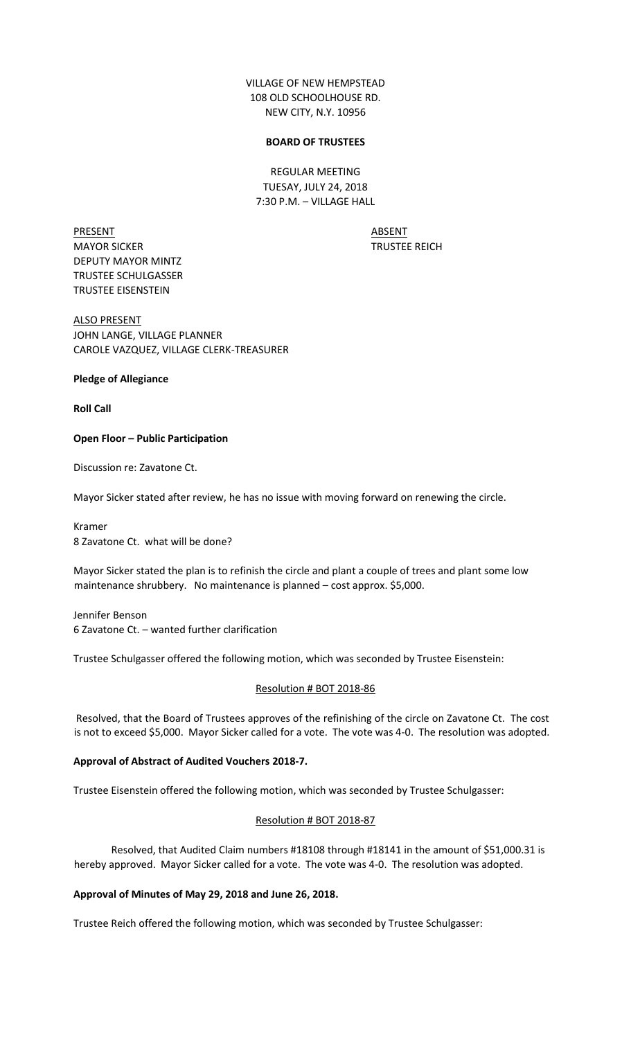VILLAGE OF NEW HEMPSTEAD
108 OLD SCHOOLHOUSE RD.
NEW CITY, N.Y. 10956

**BOARD OF TRUSTEES**

REGULAR MEETING
TUESAY, JULY 24, 2018
7:30 P.M. – VILLAGE HALL

| PRESENT | ABSENT |
|---|---|
| MAYOR SICKER | TRUSTEE REICH |
| DEPUTY MAYOR MINTZ | |
| TRUSTEE SCHULGASSER | |
| TRUSTEE EISENSTEIN | |

ALSO PRESENT
JOHN LANGE, VILLAGE PLANNER
CAROLE VAZQUEZ, VILLAGE CLERK-TREASURER

**Pledge of Allegiance**

**Roll Call**

**Open Floor – Public Participation**

Discussion re: Zavatone Ct.

Mayor Sicker stated after review, he has no issue with moving forward on renewing the circle.

Kramer
8 Zavatone Ct. what will be done?

Mayor Sicker stated the plan is to refinish the circle and plant a couple of trees and plant some low maintenance shrubbery. No maintenance is planned – cost approx. $5,000.

Jennifer Benson
6 Zavatone Ct. – wanted further clarification

Trustee Schulgasser offered the following motion, which was seconded by Trustee Eisenstein:

Resolution # BOT 2018-86

Resolved, that the Board of Trustees approves of the refinishing of the circle on Zavatone Ct. The cost is not to exceed $5,000. Mayor Sicker called for a vote. The vote was 4-0. The resolution was adopted.

**Approval of Abstract of Audited Vouchers 2018-7.**

Trustee Eisenstein offered the following motion, which was seconded by Trustee Schulgasser:

Resolution # BOT 2018-87

Resolved, that Audited Claim numbers #18108 through #18141 in the amount of $51,000.31 is hereby approved. Mayor Sicker called for a vote. The vote was 4-0. The resolution was adopted.

**Approval of Minutes of May 29, 2018 and June 26, 2018.**

Trustee Reich offered the following motion, which was seconded by Trustee Schulgasser: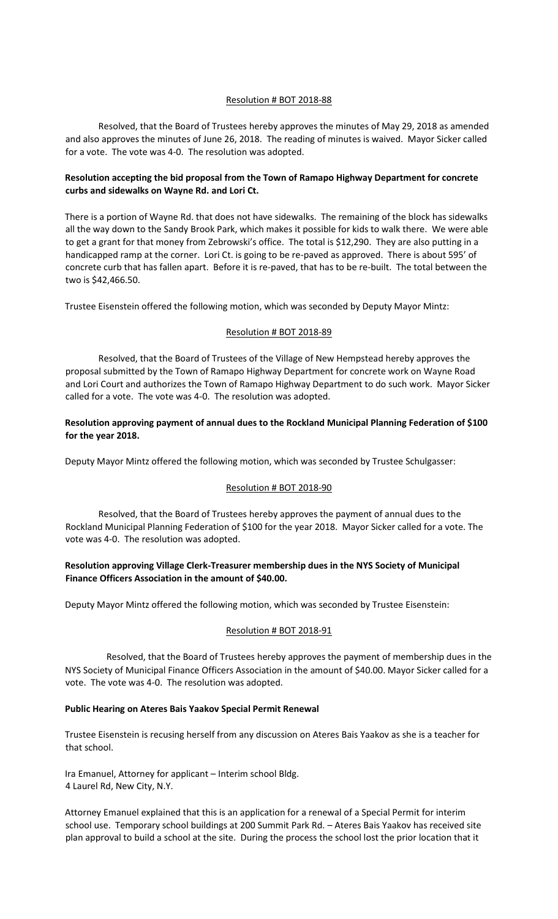Resolution # BOT 2018-88

Resolved, that the Board of Trustees hereby approves the minutes of May 29, 2018 as amended and also approves the minutes of June 26, 2018. The reading of minutes is waived. Mayor Sicker called for a vote. The vote was 4-0. The resolution was adopted.

**Resolution accepting the bid proposal from the Town of Ramapo Highway Department for concrete curbs and sidewalks on Wayne Rd. and Lori Ct.**

There is a portion of Wayne Rd. that does not have sidewalks. The remaining of the block has sidewalks all the way down to the Sandy Brook Park, which makes it possible for kids to walk there. We were able to get a grant for that money from Zebrowski's office. The total is $12,290. They are also putting in a handicapped ramp at the corner. Lori Ct. is going to be re-paved as approved. There is about 595' of concrete curb that has fallen apart. Before it is re-paved, that has to be re-built. The total between the two is $42,466.50.

Trustee Eisenstein offered the following motion, which was seconded by Deputy Mayor Mintz:

Resolution # BOT 2018-89

Resolved, that the Board of Trustees of the Village of New Hempstead hereby approves the proposal submitted by the Town of Ramapo Highway Department for concrete work on Wayne Road and Lori Court and authorizes the Town of Ramapo Highway Department to do such work. Mayor Sicker called for a vote. The vote was 4-0. The resolution was adopted.

**Resolution approving payment of annual dues to the Rockland Municipal Planning Federation of $100 for the year 2018.**

Deputy Mayor Mintz offered the following motion, which was seconded by Trustee Schulgasser:

Resolution # BOT 2018-90

Resolved, that the Board of Trustees hereby approves the payment of annual dues to the Rockland Municipal Planning Federation of $100 for the year 2018. Mayor Sicker called for a vote. The vote was 4-0. The resolution was adopted.

**Resolution approving Village Clerk-Treasurer membership dues in the NYS Society of Municipal Finance Officers Association in the amount of $40.00.**

Deputy Mayor Mintz offered the following motion, which was seconded by Trustee Eisenstein:

Resolution # BOT 2018-91

Resolved, that the Board of Trustees hereby approves the payment of membership dues in the NYS Society of Municipal Finance Officers Association in the amount of $40.00. Mayor Sicker called for a vote. The vote was 4-0. The resolution was adopted.

**Public Hearing on Ateres Bais Yaakov Special Permit Renewal**

Trustee Eisenstein is recusing herself from any discussion on Ateres Bais Yaakov as she is a teacher for that school.

Ira Emanuel, Attorney for applicant – Interim school Bldg.
4 Laurel Rd, New City, N.Y.

Attorney Emanuel explained that this is an application for a renewal of a Special Permit for interim school use. Temporary school buildings at 200 Summit Park Rd. – Ateres Bais Yaakov has received site plan approval to build a school at the site. During the process the school lost the prior location that it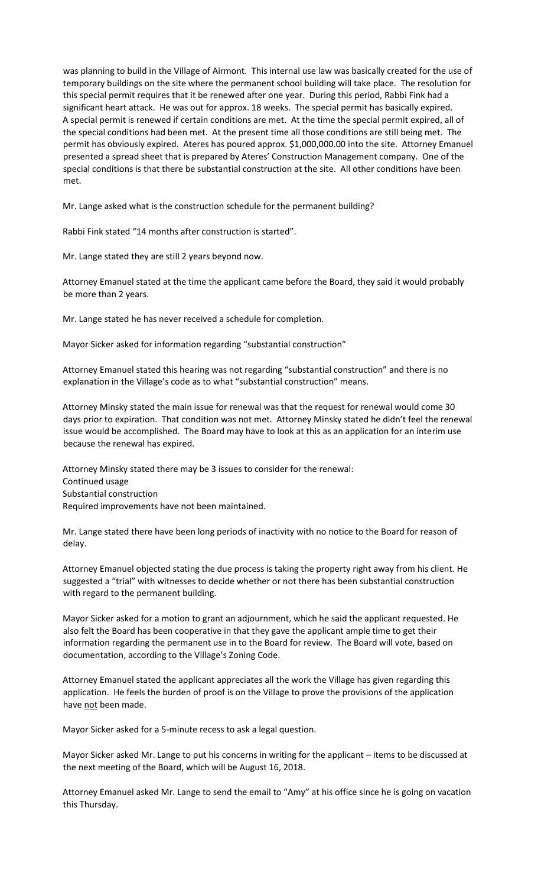was planning to build in the Village of Airmont. This internal use law was basically created for the use of temporary buildings on the site where the permanent school building will take place. The resolution for this special permit requires that it be renewed after one year. During this period, Rabbi Fink had a significant heart attack. He was out for approx. 18 weeks. The special permit has basically expired. A special permit is renewed if certain conditions are met. At the time the special permit expired, all of the special conditions had been met. At the present time all those conditions are still being met. The permit has obviously expired. Ateres has poured approx. $1,000,000.00 into the site. Attorney Emanuel presented a spread sheet that is prepared by Ateres' Construction Management company. One of the special conditions is that there be substantial construction at the site. All other conditions have been met.

Mr. Lange asked what is the construction schedule for the permanent building?

Rabbi Fink stated "14 months after construction is started".

Mr. Lange stated they are still 2 years beyond now.

Attorney Emanuel stated at the time the applicant came before the Board, they said it would probably be more than 2 years.

Mr. Lange stated he has never received a schedule for completion.

Mayor Sicker asked for information regarding "substantial construction"

Attorney Emanuel stated this hearing was not regarding "substantial construction" and there is no explanation in the Village's code as to what "substantial construction" means.

Attorney Minsky stated the main issue for renewal was that the request for renewal would come 30 days prior to expiration. That condition was not met. Attorney Minsky stated he didn't feel the renewal issue would be accomplished. The Board may have to look at this as an application for an interim use because the renewal has expired.

Attorney Minsky stated there may be 3 issues to consider for the renewal:
Continued usage
Substantial construction
Required improvements have not been maintained.

Mr. Lange stated there have been long periods of inactivity with no notice to the Board for reason of delay.

Attorney Emanuel objected stating the due process is taking the property right away from his client. He suggested a "trial" with witnesses to decide whether or not there has been substantial construction with regard to the permanent building.

Mayor Sicker asked for a motion to grant an adjournment, which he said the applicant requested. He also felt the Board has been cooperative in that they gave the applicant ample time to get their information regarding the permanent use in to the Board for review. The Board will vote, based on documentation, according to the Village's Zoning Code.

Attorney Emanuel stated the applicant appreciates all the work the Village has given regarding this application. He feels the burden of proof is on the Village to prove the provisions of the application have not been made.

Mayor Sicker asked for a 5-minute recess to ask a legal question.

Mayor Sicker asked Mr. Lange to put his concerns in writing for the applicant – items to be discussed at the next meeting of the Board, which will be August 16, 2018.

Attorney Emanuel asked Mr. Lange to send the email to "Amy" at his office since he is going on vacation this Thursday.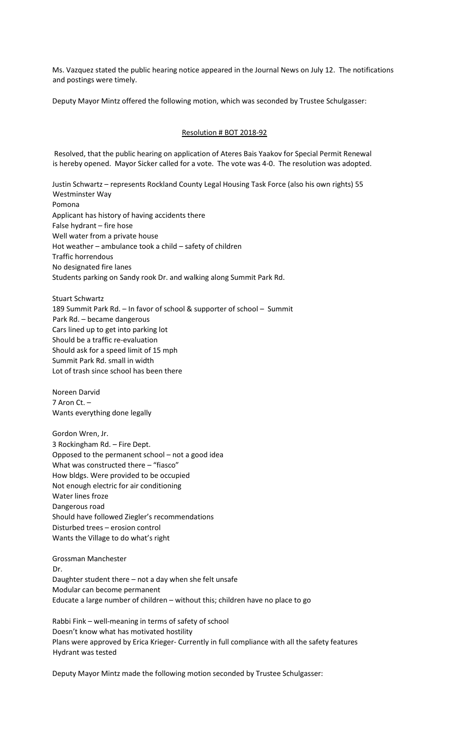Ms. Vazquez stated the public hearing notice appeared in the Journal News on July 12. The notifications and postings were timely.

Deputy Mayor Mintz offered the following motion, which was seconded by Trustee Schulgasser:

Resolution # BOT 2018-92

Resolved, that the public hearing on application of Ateres Bais Yaakov for Special Permit Renewal is hereby opened. Mayor Sicker called for a vote. The vote was 4-0. The resolution was adopted.

Justin Schwartz – represents Rockland County Legal Housing Task Force (also his own rights) 55 Westminster Way
Pomona
Applicant has history of having accidents there
False hydrant – fire hose
Well water from a private house
Hot weather – ambulance took a child – safety of children
Traffic horrendous
No designated fire lanes
Students parking on Sandy rook Dr. and walking along Summit Park Rd.

Stuart Schwartz
189 Summit Park Rd. – In favor of school & supporter of school – Summit Park Rd. – became dangerous
Cars lined up to get into parking lot
Should be a traffic re-evaluation
Should ask for a speed limit of 15 mph
Summit Park Rd. small in width
Lot of trash since school has been there

Noreen Darvid
7 Aron Ct. –
Wants everything done legally

Gordon Wren, Jr.
3 Rockingham Rd. – Fire Dept.
Opposed to the permanent school – not a good idea
What was constructed there – "fiasco"
How bldgs. Were provided to be occupied
Not enough electric for air conditioning
Water lines froze
Dangerous road
Should have followed Ziegler's recommendations
Disturbed trees – erosion control
Wants the Village to do what's right

Grossman Manchester Dr.
Daughter student there – not a day when she felt unsafe
Modular can become permanent
Educate a large number of children – without this; children have no place to go

Rabbi Fink – well-meaning in terms of safety of school
Doesn't know what has motivated hostility
Plans were approved by Erica Krieger- Currently in full compliance with all the safety features
Hydrant was tested

Deputy Mayor Mintz made the following motion seconded by Trustee Schulgasser: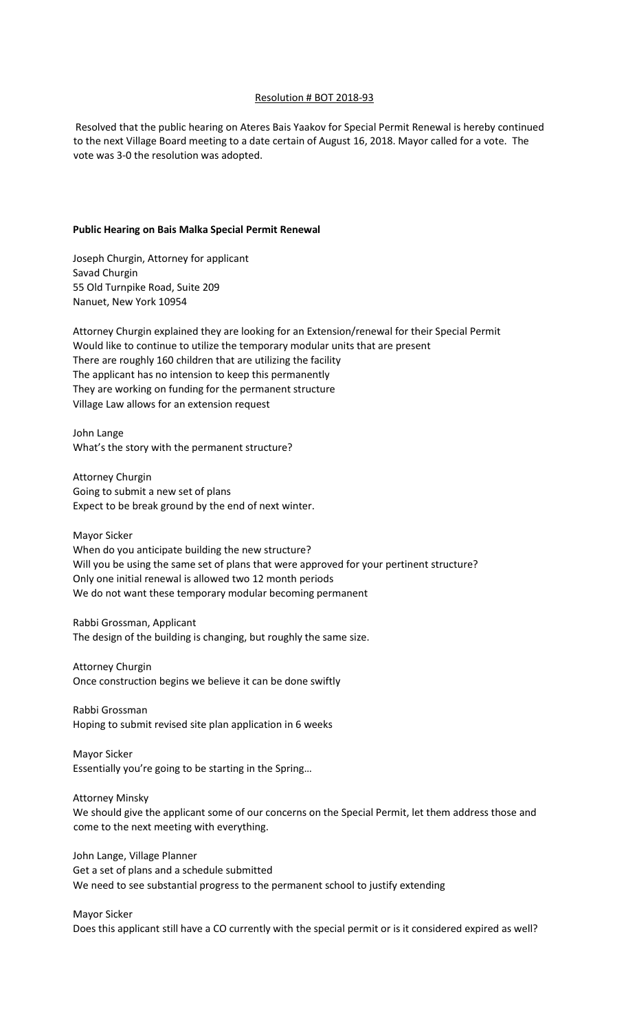<u>Resolution # BOT 2018-93</u>

Resolved that the public hearing on Ateres Bais Yaakov for Special Permit Renewal is hereby continued to the next Village Board meeting to a date certain of August 16, 2018. Mayor called for a vote. The vote was 3-0 the resolution was adopted.

**Public Hearing on Bais Malka Special Permit Renewal**

Joseph Churgin, Attorney for applicant
Savad Churgin
55 Old Turnpike Road, Suite 209
Nanuet, New York 10954

Attorney Churgin explained they are looking for an Extension/renewal for their Special Permit
Would like to continue to utilize the temporary modular units that are present
There are roughly 160 children that are utilizing the facility
The applicant has no intension to keep this permanently
They are working on funding for the permanent structure
Village Law allows for an extension request

John Lange
What's the story with the permanent structure?

Attorney Churgin
Going to submit a new set of plans
Expect to be break ground by the end of next winter.

Mayor Sicker
When do you anticipate building the new structure?
Will you be using the same set of plans that were approved for your pertinent structure?
Only one initial renewal is allowed two 12 month periods
We do not want these temporary modular becoming permanent

Rabbi Grossman, Applicant
The design of the building is changing, but roughly the same size.

Attorney Churgin
Once construction begins we believe it can be done swiftly

Rabbi Grossman
Hoping to submit revised site plan application in 6 weeks

Mayor Sicker
Essentially you're going to be starting in the Spring…

Attorney Minsky
We should give the applicant some of our concerns on the Special Permit, let them address those and come to the next meeting with everything.

John Lange, Village Planner
Get a set of plans and a schedule submitted
We need to see substantial progress to the permanent school to justify extending

Mayor Sicker
Does this applicant still have a CO currently with the special permit or is it considered expired as well?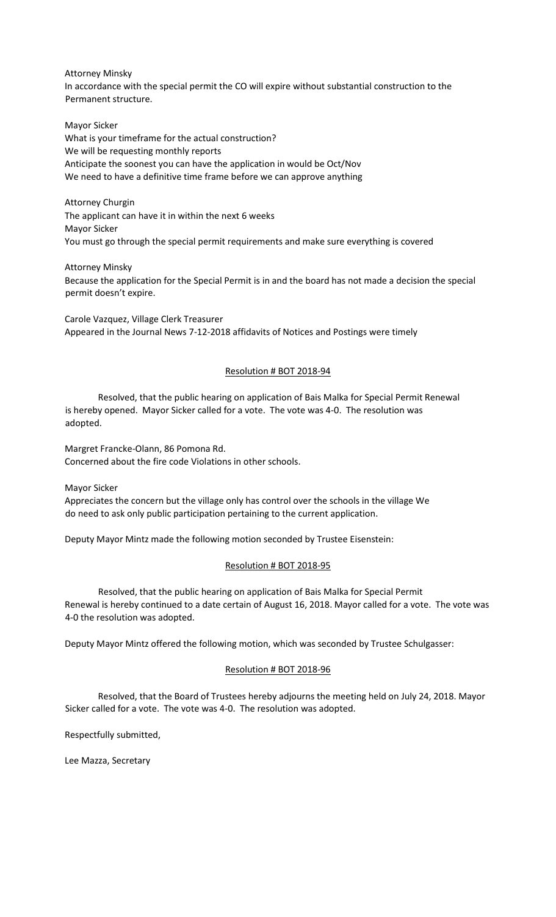Attorney Minsky
In accordance with the special permit the CO will expire without substantial construction to the Permanent structure.

Mayor Sicker
What is your timeframe for the actual construction?
We will be requesting monthly reports
Anticipate the soonest you can have the application in would be Oct/Nov
We need to have a definitive time frame before we can approve anything

Attorney Churgin
The applicant can have it in within the next 6 weeks
Mayor Sicker
You must go through the special permit requirements and make sure everything is covered

Attorney Minsky
Because the application for the Special Permit is in and the board has not made a decision the special permit doesn't expire.

Carole Vazquez, Village Clerk Treasurer
Appeared in the Journal News 7-12-2018 affidavits of Notices and Postings were timely

Resolution # BOT 2018-94

Resolved, that the public hearing on application of Bais Malka for Special Permit Renewal is hereby opened. Mayor Sicker called for a vote. The vote was 4-0. The resolution was adopted.

Margret Francke-Olann, 86 Pomona Rd.
Concerned about the fire code Violations in other schools.

Mayor Sicker
Appreciates the concern but the village only has control over the schools in the village We do need to ask only public participation pertaining to the current application.

Deputy Mayor Mintz made the following motion seconded by Trustee Eisenstein:

Resolution # BOT 2018-95

Resolved, that the public hearing on application of Bais Malka for Special Permit Renewal is hereby continued to a date certain of August 16, 2018. Mayor called for a vote. The vote was 4-0 the resolution was adopted.

Deputy Mayor Mintz offered the following motion, which was seconded by Trustee Schulgasser:

Resolution # BOT 2018-96

Resolved, that the Board of Trustees hereby adjourns the meeting held on July 24, 2018. Mayor Sicker called for a vote. The vote was 4-0. The resolution was adopted.

Respectfully submitted,

Lee Mazza, Secretary